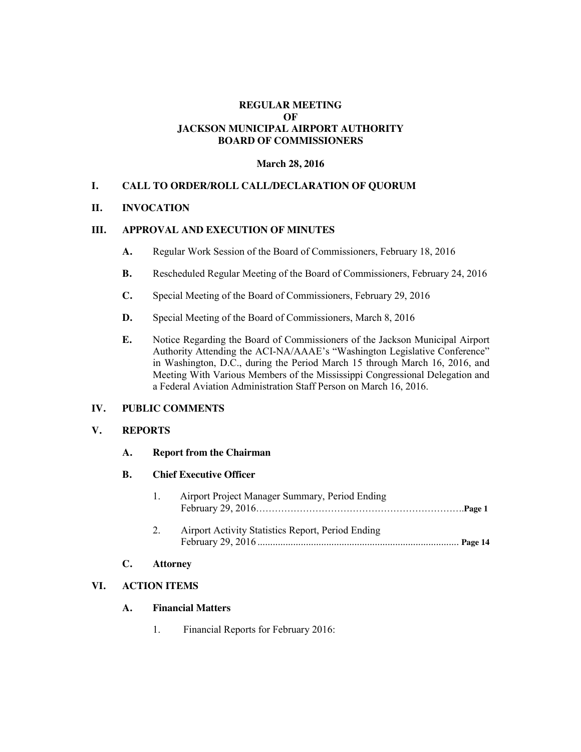**REGULAR MEETING**
**OF**
**JACKSON MUNICIPAL AIRPORT AUTHORITY**
**BOARD OF COMMISSIONERS**

**March 28, 2016**

**I. CALL TO ORDER/ROLL CALL/DECLARATION OF QUORUM**

**II. INVOCATION**

**III. APPROVAL AND EXECUTION OF MINUTES**

- **A.** Regular Work Session of the Board of Commissioners, February 18, 2016
- **B.** Rescheduled Regular Meeting of the Board of Commissioners, February 24, 2016
- **C.** Special Meeting of the Board of Commissioners, February 29, 2016
- **D.** Special Meeting of the Board of Commissioners, March 8, 2016
- **E.** Notice Regarding the Board of Commissioners of the Jackson Municipal Airport Authority Attending the ACI-NA/AAAE's "Washington Legislative Conference" in Washington, D.C., during the Period March 15 through March 16, 2016, and Meeting With Various Members of the Mississippi Congressional Delegation and a Federal Aviation Administration Staff Person on March 16, 2016.

**IV. PUBLIC COMMENTS**

**V. REPORTS**

- **A. Report from the Chairman**
- **B. Chief Executive Officer**
  1. Airport Project Manager Summary, Period Ending February 29, 2016……………………………………………………….**Page 1**
  2. Airport Activity Statistics Report, Period Ending February 29, 2016 .............................................................................. **Page 14**
- **C. Attorney**

**VI. ACTION ITEMS**

- **A. Financial Matters**
  1. Financial Reports for February 2016: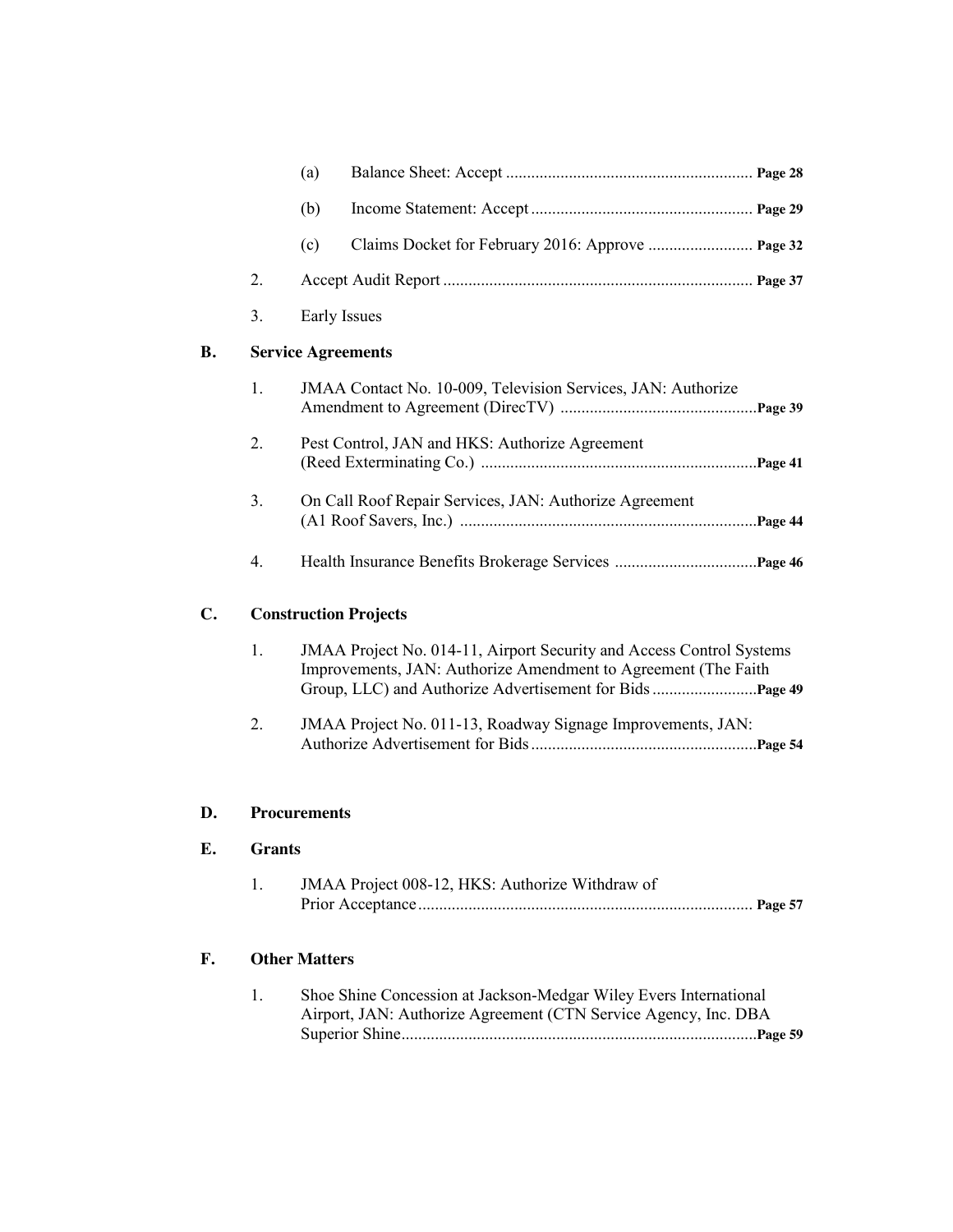(a) Balance Sheet: Accept .......................................................... **Page 28**

(b) Income Statement: Accept .................................................... **Page 29**

(c) Claims Docket for February 2016: Approve ......................... **Page 32**

2. Accept Audit Report ......................................................................... **Page 37**

3. Early Issues

**B. Service Agreements**

1. JMAA Contact No. 10-009, Television Services, JAN: Authorize Amendment to Agreement (DirecTV) ...............................................**Page 39**

2. Pest Control, JAN and HKS: Authorize Agreement (Reed Exterminating Co.) .................................................................**Page 41**

3. On Call Roof Repair Services, JAN: Authorize Agreement (A1 Roof Savers, Inc.) ......................................................................**Page 44**

4. Health Insurance Benefits Brokerage Services ..................................**Page 46**

**C. Construction Projects**

1. JMAA Project No. 014-11, Airport Security and Access Control Systems Improvements, JAN: Authorize Amendment to Agreement (The Faith Group, LLC) and Authorize Advertisement for Bids .........................**Page 49**

2. JMAA Project No. 011-13, Roadway Signage Improvements, JAN: Authorize Advertisement for Bids ......................................................**Page 54**

**D. Procurements**

**E. Grants**

1. JMAA Project 008-12, HKS: Authorize Withdraw of Prior Acceptance ............................................................................... **Page 57**

**F. Other Matters**

1. Shoe Shine Concession at Jackson-Medgar Wiley Evers International Airport, JAN: Authorize Agreement (CTN Service Agency, Inc. DBA Superior Shine....................................................................................**Page 59**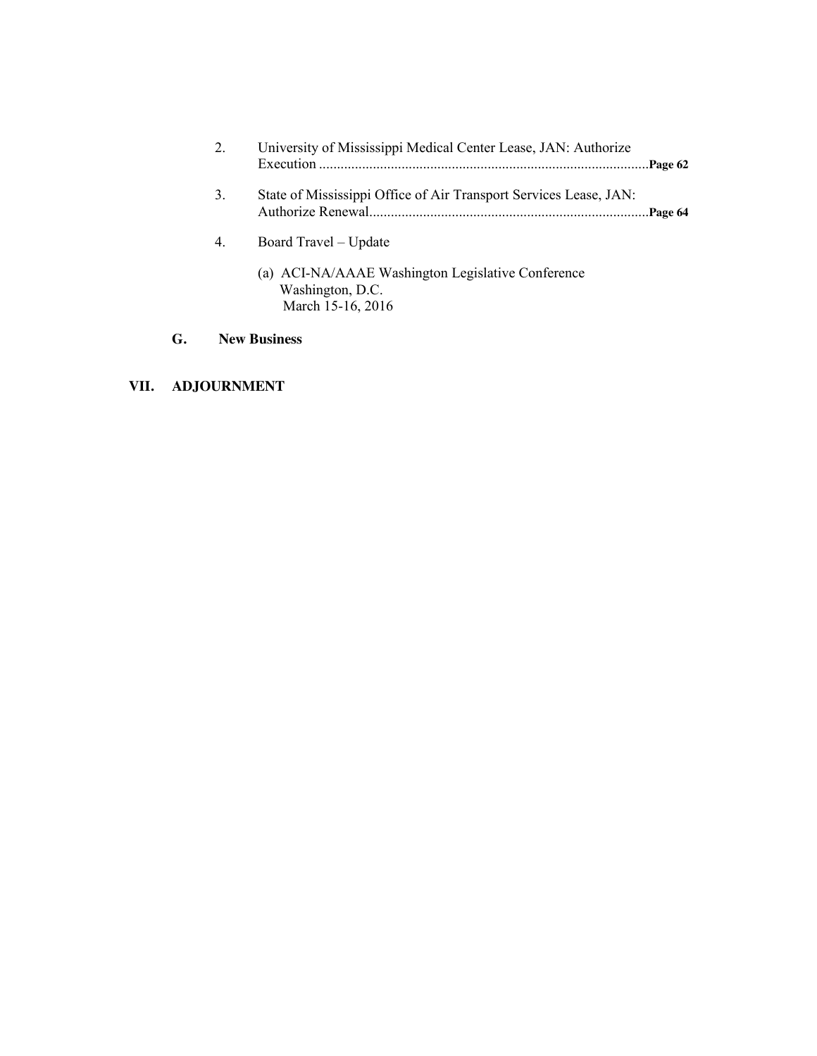2. University of Mississippi Medical Center Lease, JAN: Authorize Execution ........................................................................................**Page 62**

3. State of Mississippi Office of Air Transport Services Lease, JAN: Authorize Renewal..........................................................................**Page 64**

4. Board Travel – Update

   (a) ACI-NA/AAAE Washington Legislative Conference
   Washington, D.C.
   March 15-16, 2016

**G. New Business**

**VII. ADJOURNMENT**